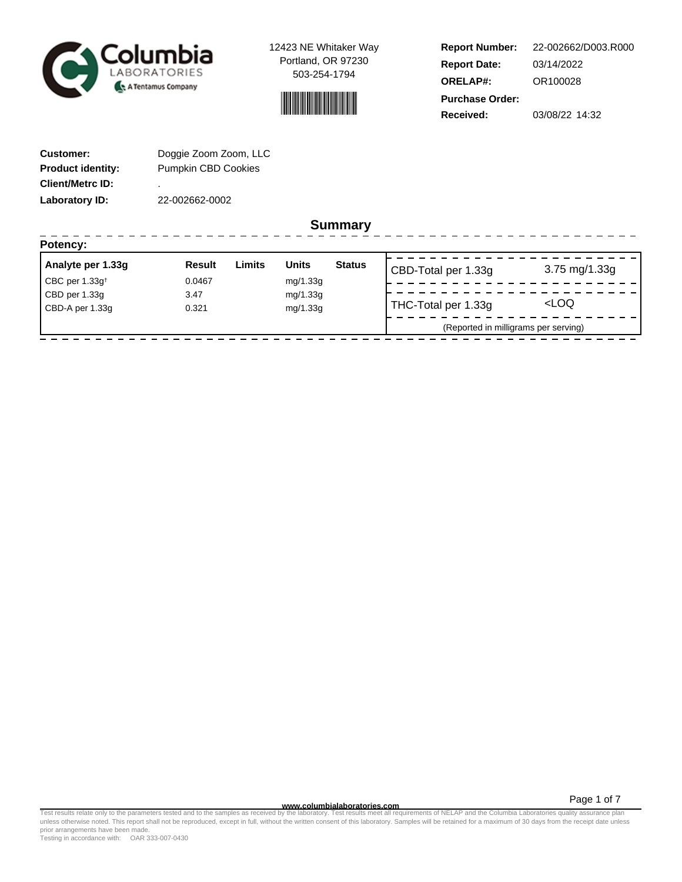Columbia Laboratories — A Tentamus Company

12423 NE Whitaker Way
Portland, OR 97230
503-254-1794

**Report Number:** 22-002662/D003.R000
**Report Date:** 03/14/2022
**ORELAP#:** OR100028
**Purchase Order:**
**Received:** 03/08/22 14:32

**Customer:** Doggie Zoom Zoom, LLC
**Product identity:** Pumpkin CBD Cookies
**Client/Metrc ID:** .
**Laboratory ID:** 22-002662-0002

## Summary

### Potency:

| Analyte per 1.33g | Result | Limits | Units | Status |
|---|---|---|---|---|
| CBC per 1.33g† | 0.0467 | | mg/1.33g | |
| CBD per 1.33g | 3.47 | | mg/1.33g | |
| CBD-A per 1.33g | 0.321 | | mg/1.33g | |

| | |
|---|---|
| CBD-Total per 1.33g | 3.75 mg/1.33g |
| THC-Total per 1.33g | <LOQ |

(Reported in milligrams per serving)

www.columbialaboratories.com

Test results relate only to the parameters tested and to the samples as received by the laboratory. Test results meet all requirements of NELAP and the Columbia Laboratories quality assurance plan unless otherwise noted. This report shall not be reproduced, except in full, without the written consent of this laboratory. Samples will be retained for a maximum of 30 days from the receipt date unless prior arrangements have been made.
Testing in accordance with: OAR 333-007-0430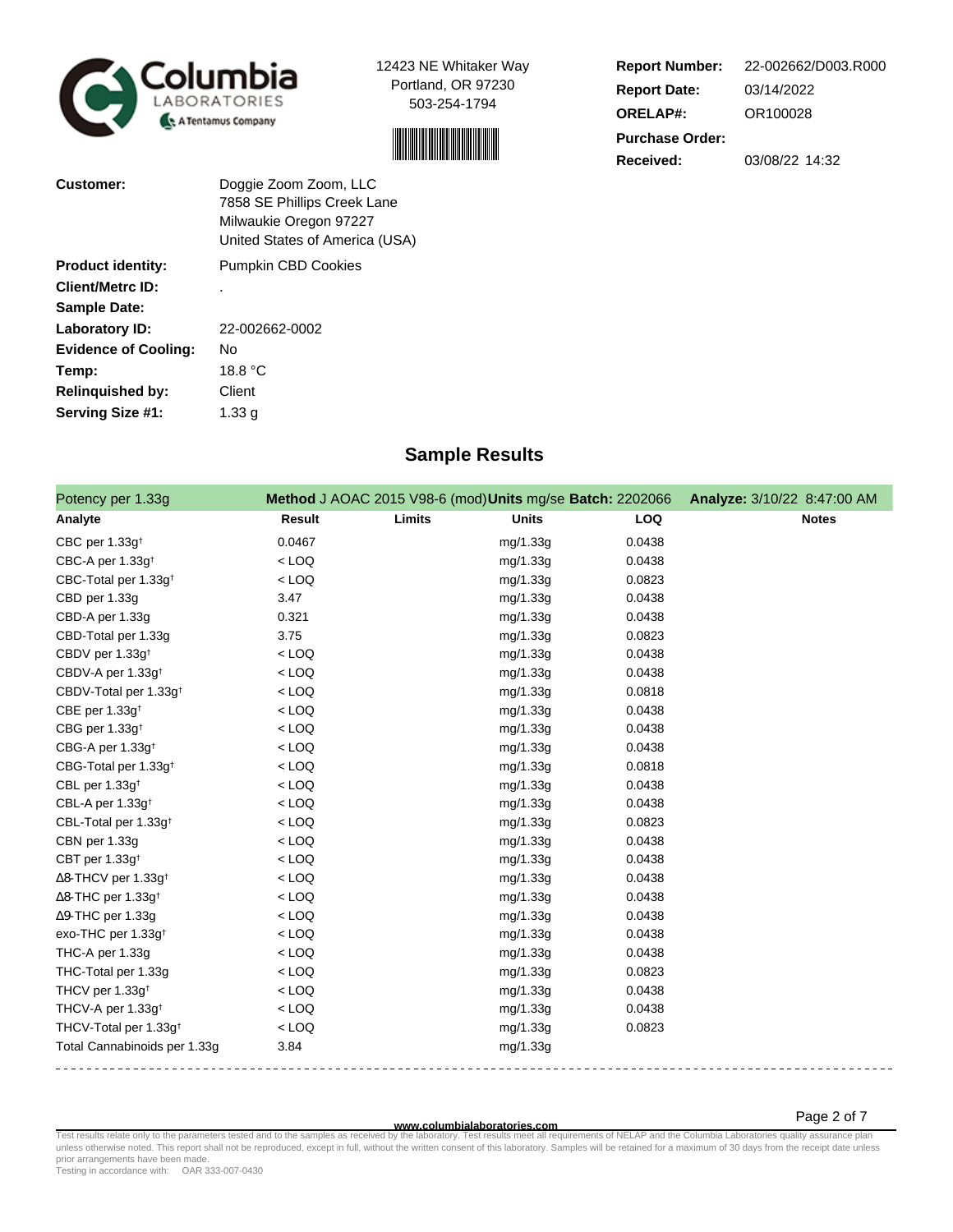Columbia Laboratories
A Tentamus Company

12423 NE Whitaker Way
Portland, OR 97230
503-254-1794

**Report Number:** 22-002662/D003.R000
**Report Date:** 03/14/2022
**ORELAP#:** OR100028
**Purchase Order:**
**Received:** 03/08/22 14:32

**Customer:** Doggie Zoom Zoom, LLC
7858 SE Phillips Creek Lane
Milwaukie Oregon 97227
United States of America (USA)

**Product identity:** Pumpkin CBD Cookies
**Client/Metrc ID:** .
**Sample Date:**
**Laboratory ID:** 22-002662-0002
**Evidence of Cooling:** No
**Temp:** 18.8 °C
**Relinquished by:** Client
**Serving Size #1:** 1.33 g

## Sample Results

Potency per 1.33g — **Method** J AOAC 2015 V98-6 (mod) **Units** mg/se **Batch:** 2202066 **Analyze:** 3/10/22 8:47:00 AM

| Analyte | Result | Limits | Units | LOQ | Notes |
|---|---|---|---|---|---|
| CBC per 1.33g† | 0.0467 | | mg/1.33g | 0.0438 | |
| CBC-A per 1.33g† | < LOQ | | mg/1.33g | 0.0438 | |
| CBC-Total per 1.33g† | < LOQ | | mg/1.33g | 0.0823 | |
| CBD per 1.33g | 3.47 | | mg/1.33g | 0.0438 | |
| CBD-A per 1.33g | 0.321 | | mg/1.33g | 0.0438 | |
| CBD-Total per 1.33g | 3.75 | | mg/1.33g | 0.0823 | |
| CBDV per 1.33g† | < LOQ | | mg/1.33g | 0.0438 | |
| CBDV-A per 1.33g† | < LOQ | | mg/1.33g | 0.0438 | |
| CBDV-Total per 1.33g† | < LOQ | | mg/1.33g | 0.0818 | |
| CBE per 1.33g† | < LOQ | | mg/1.33g | 0.0438 | |
| CBG per 1.33g† | < LOQ | | mg/1.33g | 0.0438 | |
| CBG-A per 1.33g† | < LOQ | | mg/1.33g | 0.0438 | |
| CBG-Total per 1.33g† | < LOQ | | mg/1.33g | 0.0818 | |
| CBL per 1.33g† | < LOQ | | mg/1.33g | 0.0438 | |
| CBL-A per 1.33g† | < LOQ | | mg/1.33g | 0.0438 | |
| CBL-Total per 1.33g† | < LOQ | | mg/1.33g | 0.0823 | |
| CBN per 1.33g | < LOQ | | mg/1.33g | 0.0438 | |
| CBT per 1.33g† | < LOQ | | mg/1.33g | 0.0438 | |
| Δ8-THCV per 1.33g† | < LOQ | | mg/1.33g | 0.0438 | |
| Δ8-THC per 1.33g† | < LOQ | | mg/1.33g | 0.0438 | |
| Δ9-THC per 1.33g | < LOQ | | mg/1.33g | 0.0438 | |
| exo-THC per 1.33g† | < LOQ | | mg/1.33g | 0.0438 | |
| THC-A per 1.33g | < LOQ | | mg/1.33g | 0.0438 | |
| THC-Total per 1.33g | < LOQ | | mg/1.33g | 0.0823 | |
| THCV per 1.33g† | < LOQ | | mg/1.33g | 0.0438 | |
| THCV-A per 1.33g† | < LOQ | | mg/1.33g | 0.0438 | |
| THCV-Total per 1.33g† | < LOQ | | mg/1.33g | 0.0823 | |
| Total Cannabinoids per 1.33g | 3.84 | | mg/1.33g | | |

www.columbialaboratories.com

Test results relate only to the parameters tested and to the samples as received by the laboratory. Test results meet all requirements of NELAP and the Columbia Laboratories quality assurance plan unless otherwise noted. This report shall not be reproduced, except in full, without the written consent of this laboratory. Samples will be retained for a maximum of 30 days from the receipt date unless prior arrangements have been made.
Testing in accordance with: OAR 333-007-0430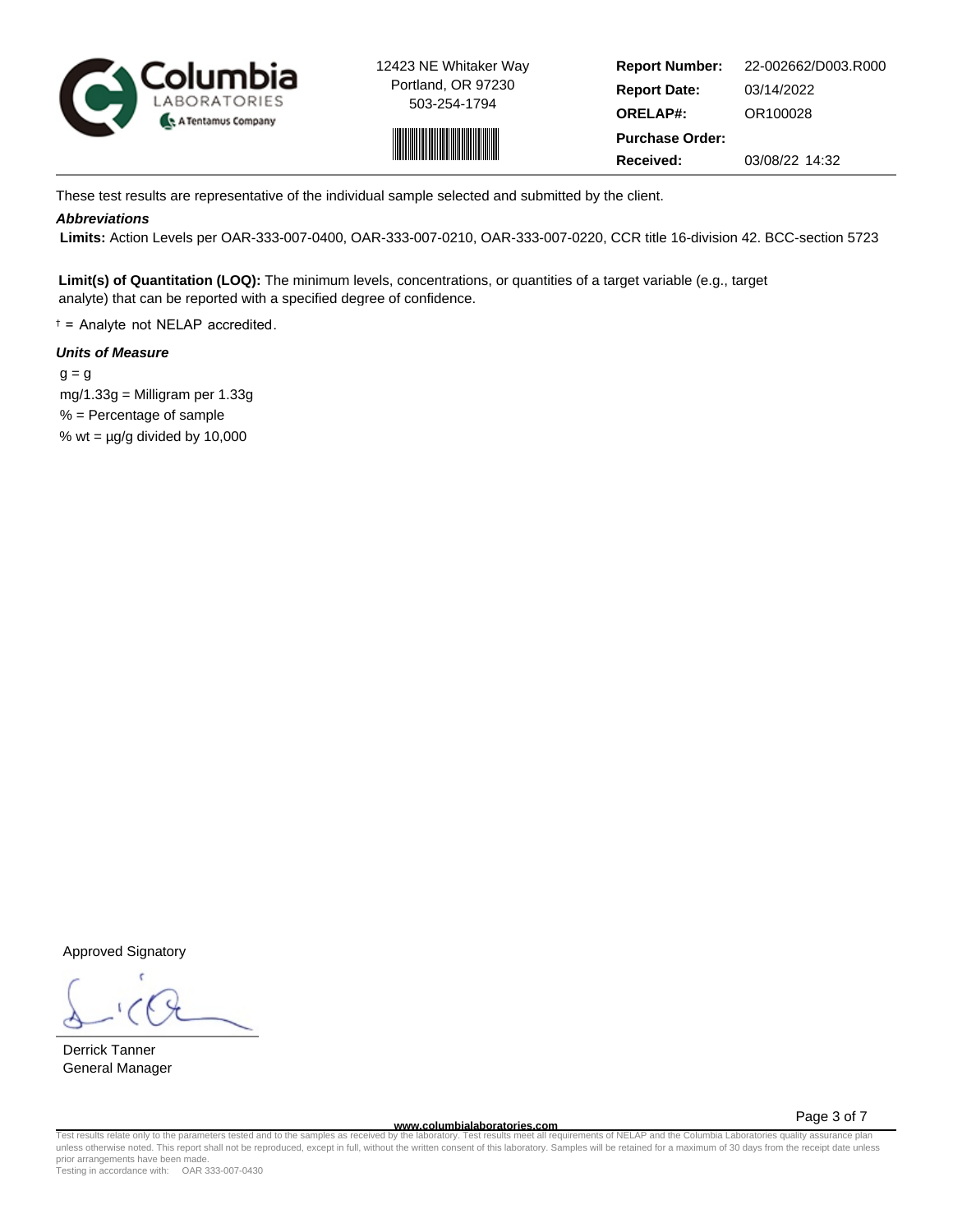12423 NE Whitaker Way
Portland, OR 97230
503-254-1794

| | |
|---|---|
| **Report Number:** | 22-002662/D003.R000 |
| **Report Date:** | 03/14/2022 |
| **ORELAP#:** | OR100028 |
| **Purchase Order:** | |
| **Received:** | 03/08/22 14:32 |

These test results are representative of the individual sample selected and submitted by the client.

***Abbreviations***

**Limits:** Action Levels per OAR-333-007-0400, OAR-333-007-0210, OAR-333-007-0220, CCR title 16-division 42. BCC-section 5723

**Limit(s) of Quantitation (LOQ):** The minimum levels, concentrations, or quantities of a target variable (e.g., target analyte) that can be reported with a specified degree of confidence.

† = Analyte not NELAP accredited.

***Units of Measure***

g = g
mg/1.33g = Milligram per 1.33g
% = Percentage of sample
% wt = µg/g divided by 10,000

Approved Signatory

Derrick Tanner
General Manager

www.columbialaboratories.com

Test results relate only to the parameters tested and to the samples as received by the laboratory. Test results meet all requirements of NELAP and the Columbia Laboratories quality assurance plan unless otherwise noted. This report shall not be reproduced, except in full, without the written consent of this laboratory. Samples will be retained for a maximum of 30 days from the receipt date unless prior arrangements have been made.
Testing in accordance with: OAR 333-007-0430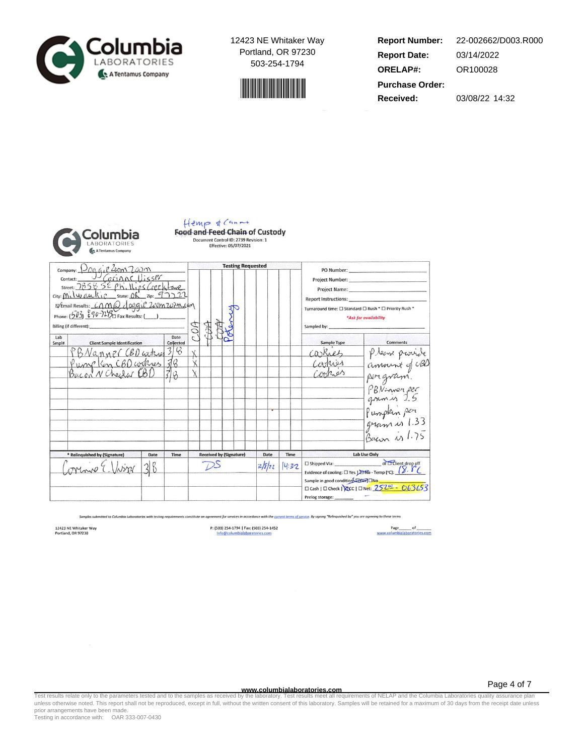Columbia LABORATORIES A Tentamus Company

12423 NE Whitaker Way
Portland, OR 97230
503-254-1794

| | |
|---|---|
| **Report Number:** | 22-002662/D003.R000 |
| **Report Date:** | 03/14/2022 |
| **ORELAP#:** | OR100028 |
| **Purchase Order:** | |
| **Received:** | 03/08/22 14:32 |

# ~~Food and Feed~~ Hemp & Cann Chain of Custody

Document Control ID: 2739 Revision: 1
Effective: 05/07/2021

Company: Doggie Zoom Zoom
Contact: Corinne Visser
Street: 7858 SE Phillips Creek Lane
City: Milwaukie State: OR Zip: 97222
☑ Email Results: cam@doggiezoomzoom.com
Phone: (503) 890-7248 ☐ Fax Results: ( )
Billing (if different):

PO Number:
Project Number:
Project Name:
Report Instructions:
Turnaround time: ☐ Standard ☐ Rush * ☐ Priority Rush *
*Ask for availability*
Sampled by:

Testing Requested: COA | THC | CBD | Potency

| Lab Smpl# | Client Sample Identification | Date Collected | COA | | | | | | | | | | | Sample Type | Comments |
|---|---|---|---|---|---|---|---|---|---|---|---|---|---|---|---|
| | PB Nanner CBD cookies | 3/8 | X | | | | | | | | | | | cookies | Please provide amount of CBD per gram. PBNanner per gram is 2.5 Pumpkin per gram is 1.33 Bacon is 1.75 |
| | Pumpkin CBD cookies | 3/8 | X | | | | | | | | | | | cookies | |
| | Bacon N Cheddar CBD | 3/8 | X | | | | | | | | | | | cookies | |

| * Relinquished by (Signature) | Date | Time | Received by (Signature) | Date | Time |
|---|---|---|---|---|---|
| Corinne E Visser | 3/8 | | DS | 3/8/22 | 14:32 |

**Lab Use Only**

☐ Shipped Via: _____ or ☑ Client drop off
Evidence of cooling: ☐ Yes ☑ No - Temp (°C): 18.8 C
Sample in good condition ☑ Yes ☐ No
☐ Cash | ☐ Check | ☑ CC | ☐ Net: 252.00 - 063653
Prelog storage:

*Samples submitted to Columbia Laboratories with testing requirements constitute an agreement for services in accordance with the current terms of service. By signing "Relinquished by" you are agreeing to these terms*

12423 NE Whitaker Way
Portland, OR 97230

P: (503) 254-1794 | Fax: (503) 254-1452
Info@columbialaboratories.com

Page ___ of ___
www.columbialaboratories.com

www.columbialaboratories.com

Test results relate only to the parameters tested and to the samples as received by the laboratory. Test results meet all requirements of NELAP and the Columbia Laboratories quality assurance plan unless otherwise noted. This report shall not be reproduced, except in full, without the written consent of this laboratory. Samples will be retained for a maximum of 30 days from the receipt date unless prior arrangements have been made.
Testing in accordance with: OAR 333-007-0430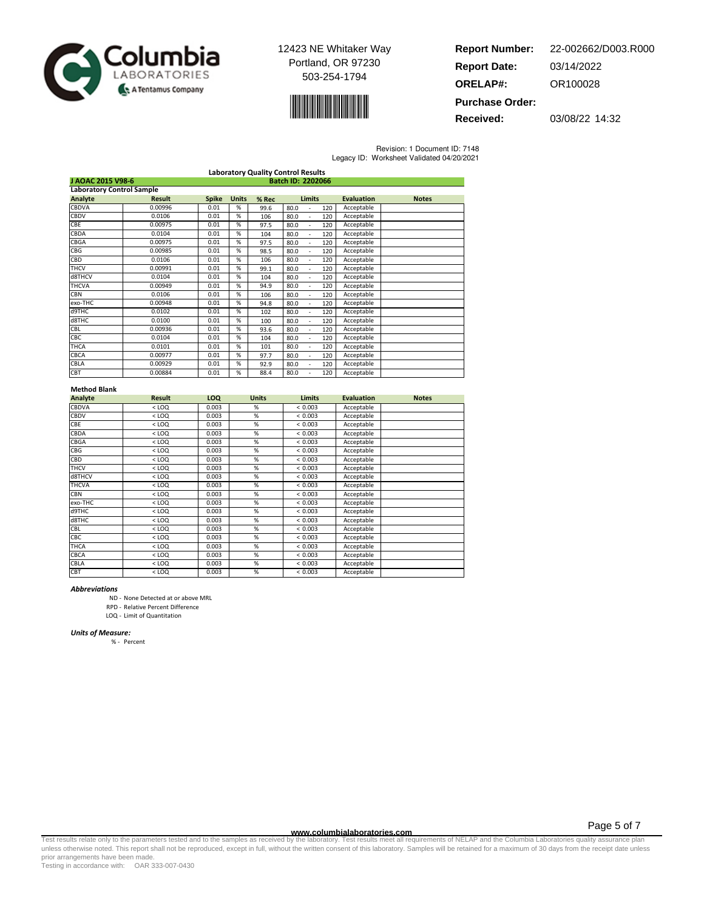12423 NE Whitaker Way
Portland, OR 97230
503-254-1794

**Report Number:** 22-002662/D003.R000
**Report Date:** 03/14/2022
**ORELAP#:** OR100028
**Purchase Order:**
**Received:** 03/08/22 14:32

Revision: 1 Document ID: 7148
Legacy ID: Worksheet Validated 04/20/2021

## Laboratory Quality Control Results

**J AOAC 2015 V98-6** — **Batch ID: 2202066**

### Laboratory Control Sample

| Analyte | Result | Spike | Units | % Rec | Limits | Evaluation | Notes |
|---|---|---|---|---|---|---|---|
| CBDVA | 0.00996 | 0.01 | % | 99.6 | 80.0 - 120 | Acceptable | |
| CBDV | 0.0106 | 0.01 | % | 106 | 80.0 - 120 | Acceptable | |
| CBE | 0.00975 | 0.01 | % | 97.5 | 80.0 - 120 | Acceptable | |
| CBDA | 0.0104 | 0.01 | % | 104 | 80.0 - 120 | Acceptable | |
| CBGA | 0.00975 | 0.01 | % | 97.5 | 80.0 - 120 | Acceptable | |
| CBG | 0.00985 | 0.01 | % | 98.5 | 80.0 - 120 | Acceptable | |
| CBD | 0.0106 | 0.01 | % | 106 | 80.0 - 120 | Acceptable | |
| THCV | 0.00991 | 0.01 | % | 99.1 | 80.0 - 120 | Acceptable | |
| d8THCV | 0.0104 | 0.01 | % | 104 | 80.0 - 120 | Acceptable | |
| THCVA | 0.00949 | 0.01 | % | 94.9 | 80.0 - 120 | Acceptable | |
| CBN | 0.0106 | 0.01 | % | 106 | 80.0 - 120 | Acceptable | |
| exo-THC | 0.00948 | 0.01 | % | 94.8 | 80.0 - 120 | Acceptable | |
| d9THC | 0.0102 | 0.01 | % | 102 | 80.0 - 120 | Acceptable | |
| d8THC | 0.0100 | 0.01 | % | 100 | 80.0 - 120 | Acceptable | |
| CBL | 0.00936 | 0.01 | % | 93.6 | 80.0 - 120 | Acceptable | |
| CBC | 0.0104 | 0.01 | % | 104 | 80.0 - 120 | Acceptable | |
| THCA | 0.0101 | 0.01 | % | 101 | 80.0 - 120 | Acceptable | |
| CBCA | 0.00977 | 0.01 | % | 97.7 | 80.0 - 120 | Acceptable | |
| CBLA | 0.00929 | 0.01 | % | 92.9 | 80.0 - 120 | Acceptable | |
| CBT | 0.00884 | 0.01 | % | 88.4 | 80.0 - 120 | Acceptable | |

### Method Blank

| Analyte | Result | LOQ | Units | Limits | Evaluation | Notes |
|---|---|---|---|---|---|---|
| CBDVA | < LOQ | 0.003 | % | < 0.003 | Acceptable | |
| CBDV | < LOQ | 0.003 | % | < 0.003 | Acceptable | |
| CBE | < LOQ | 0.003 | % | < 0.003 | Acceptable | |
| CBDA | < LOQ | 0.003 | % | < 0.003 | Acceptable | |
| CBGA | < LOQ | 0.003 | % | < 0.003 | Acceptable | |
| CBG | < LOQ | 0.003 | % | < 0.003 | Acceptable | |
| CBD | < LOQ | 0.003 | % | < 0.003 | Acceptable | |
| THCV | < LOQ | 0.003 | % | < 0.003 | Acceptable | |
| d8THCV | < LOQ | 0.003 | % | < 0.003 | Acceptable | |
| THCVA | < LOQ | 0.003 | % | < 0.003 | Acceptable | |
| CBN | < LOQ | 0.003 | % | < 0.003 | Acceptable | |
| exo-THC | < LOQ | 0.003 | % | < 0.003 | Acceptable | |
| d9THC | < LOQ | 0.003 | % | < 0.003 | Acceptable | |
| d8THC | < LOQ | 0.003 | % | < 0.003 | Acceptable | |
| CBL | < LOQ | 0.003 | % | < 0.003 | Acceptable | |
| CBC | < LOQ | 0.003 | % | < 0.003 | Acceptable | |
| THCA | < LOQ | 0.003 | % | < 0.003 | Acceptable | |
| CBCA | < LOQ | 0.003 | % | < 0.003 | Acceptable | |
| CBLA | < LOQ | 0.003 | % | < 0.003 | Acceptable | |
| CBT | < LOQ | 0.003 | % | < 0.003 | Acceptable | |

***Abbreviations***

ND - None Detected at or above MRL
RPD - Relative Percent Difference
LOQ - Limit of Quantitation

***Units of Measure:***

% - Percent

www.columbialaboratories.com

Test results relate only to the parameters tested and to the samples as received by the laboratory. Test results meet all requirements of NELAP and the Columbia Laboratories quality assurance plan unless otherwise noted. This report shall not be reproduced, except in full, without the written consent of this laboratory. Samples will be retained for a maximum of 30 days from the receipt date unless prior arrangements have been made.
Testing in accordance with: OAR 333-007-0430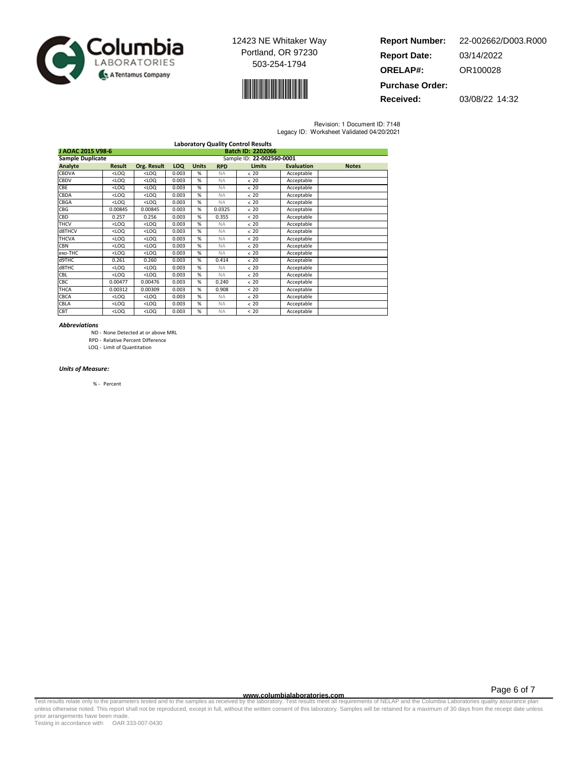12423 NE Whitaker Way
Portland, OR 97230
503-254-1794

**Report Number:** 22-002662/D003.R000
**Report Date:** 03/14/2022
**ORELAP#:** OR100028
**Purchase Order:**
**Received:** 03/08/22 14:32

Revision: 1 Document ID: 7148
Legacy ID: Worksheet Validated 04/20/2021

## Laboratory Quality Control Results

**J AOAC 2015 V98-6** — **Batch ID: 2202066**

**Sample Duplicate** — Sample ID: **22-002560-0001**

| Analyte | Result | Org. Result | LOQ | Units | RPD | Limits | Evaluation | Notes |
|---|---|---|---|---|---|---|---|---|
| CBDVA | <LOQ | <LOQ | 0.003 | % | NA | < 20 | Acceptable | |
| CBDV | <LOQ | <LOQ | 0.003 | % | NA | < 20 | Acceptable | |
| CBE | <LOQ | <LOQ | 0.003 | % | NA | < 20 | Acceptable | |
| CBDA | <LOQ | <LOQ | 0.003 | % | NA | < 20 | Acceptable | |
| CBGA | <LOQ | <LOQ | 0.003 | % | NA | < 20 | Acceptable | |
| CBG | 0.00845 | 0.00845 | 0.003 | % | 0.0325 | < 20 | Acceptable | |
| CBD | 0.257 | 0.256 | 0.003 | % | 0.355 | < 20 | Acceptable | |
| THCV | <LOQ | <LOQ | 0.003 | % | NA | < 20 | Acceptable | |
| d8THCV | <LOQ | <LOQ | 0.003 | % | NA | < 20 | Acceptable | |
| THCVA | <LOQ | <LOQ | 0.003 | % | NA | < 20 | Acceptable | |
| CBN | <LOQ | <LOQ | 0.003 | % | NA | < 20 | Acceptable | |
| exo-THC | <LOQ | <LOQ | 0.003 | % | NA | < 20 | Acceptable | |
| d9THC | 0.261 | 0.260 | 0.003 | % | 0.414 | < 20 | Acceptable | |
| d8THC | <LOQ | <LOQ | 0.003 | % | NA | < 20 | Acceptable | |
| CBL | <LOQ | <LOQ | 0.003 | % | NA | < 20 | Acceptable | |
| CBC | 0.00477 | 0.00476 | 0.003 | % | 0.240 | < 20 | Acceptable | |
| THCA | 0.00312 | 0.00309 | 0.003 | % | 0.908 | < 20 | Acceptable | |
| CBCA | <LOQ | <LOQ | 0.003 | % | NA | < 20 | Acceptable | |
| CBLA | <LOQ | <LOQ | 0.003 | % | NA | < 20 | Acceptable | |
| CBT | <LOQ | <LOQ | 0.003 | % | NA | < 20 | Acceptable | |

***Abbreviations***

ND - None Detected at or above MRL
RPD - Relative Percent Difference
LOQ - Limit of Quantitation

***Units of Measure:***

% - Percent

www.columbialaboratories.com

Test results relate only to the parameters tested and to the samples as received by the laboratory. Test results meet all requirements of NELAP and the Columbia Laboratories quality assurance plan unless otherwise noted. This report shall not be reproduced, except in full, without the written consent of this laboratory. Samples will be retained for a maximum of 30 days from the receipt date unless prior arrangements have been made.
Testing in accordance with: OAR 333-007-0430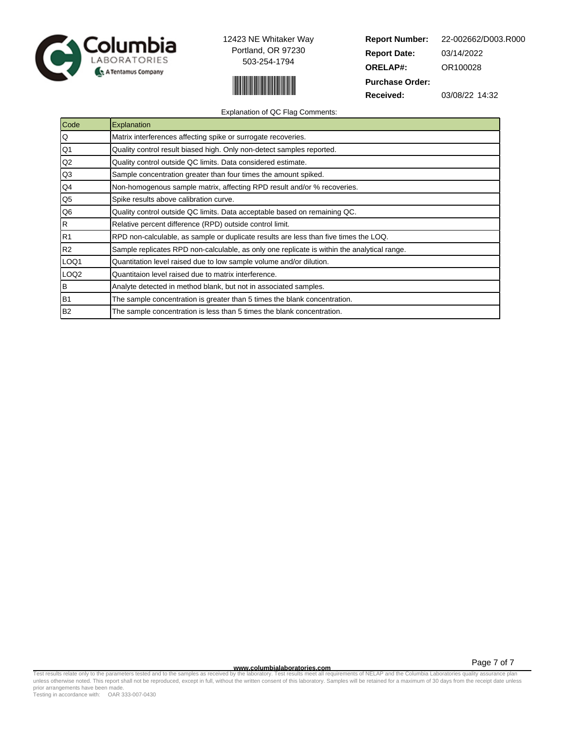12423 NE Whitaker Way
Portland, OR 97230
503-254-1794

**Report Number:** 22-002662/D003.R000
**Report Date:** 03/14/2022
**ORELAP#:** OR100028
**Purchase Order:**
**Received:** 03/08/22 14:32

Explanation of QC Flag Comments:

| Code | Explanation |
| --- | --- |
| Q | Matrix interferences affecting spike or surrogate recoveries. |
| Q1 | Quality control result biased high. Only non-detect samples reported. |
| Q2 | Quality control outside QC limits. Data considered estimate. |
| Q3 | Sample concentration greater than four times the amount spiked. |
| Q4 | Non-homogenous sample matrix, affecting RPD result and/or % recoveries. |
| Q5 | Spike results above calibration curve. |
| Q6 | Quality control outside QC limits. Data acceptable based on remaining QC. |
| R | Relative percent difference (RPD) outside control limit. |
| R1 | RPD non-calculable, as sample or duplicate results are less than five times the LOQ. |
| R2 | Sample replicates RPD non-calculable, as only one replicate is within the analytical range. |
| LOQ1 | Quantitation level raised due to low sample volume and/or dilution. |
| LOQ2 | Quantitaion level raised due to matrix interference. |
| B | Analyte detected in method blank, but not in associated samples. |
| B1 | The sample concentration is greater than 5 times the blank concentration. |
| B2 | The sample concentration is less than 5 times the blank concentration. |

www.columbialaboratories.com

Test results relate only to the parameters tested and to the samples as received by the laboratory. Test results meet all requirements of NELAP and the Columbia Laboratories quality assurance plan unless otherwise noted. This report shall not be reproduced, except in full, without the written consent of this laboratory. Samples will be retained for a maximum of 30 days from the receipt date unless prior arrangements have been made.
Testing in accordance with: OAR 333-007-0430